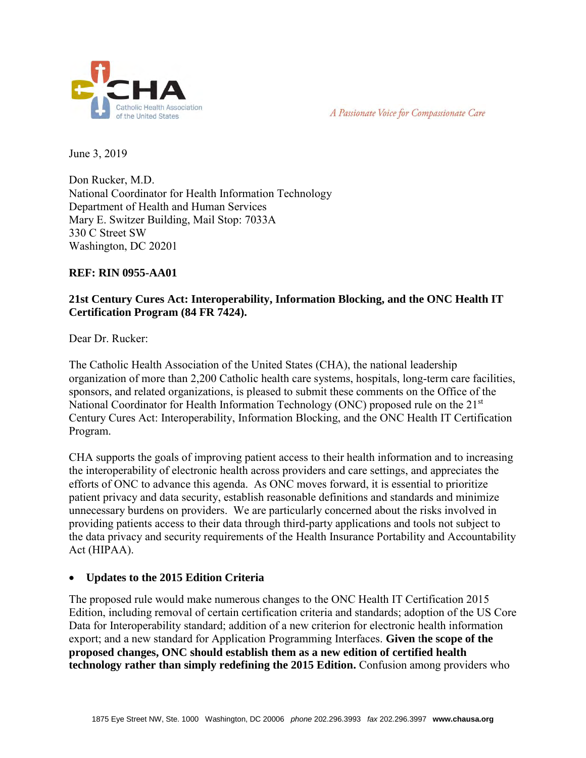June 3, 2019

Don Rucker, M.D.
National Coordinator for Health Information Technology
Department of Health and Human Services
Mary E. Switzer Building, Mail Stop: 7033A
330 C Street SW
Washington, DC 20201

**REF: RIN 0955-AA01**

**21st Century Cures Act: Interoperability, Information Blocking, and the ONC Health IT Certification Program (84 FR 7424).**

Dear Dr. Rucker:

The Catholic Health Association of the United States (CHA), the national leadership organization of more than 2,200 Catholic health care systems, hospitals, long-term care facilities, sponsors, and related organizations, is pleased to submit these comments on the Office of the National Coordinator for Health Information Technology (ONC) proposed rule on the 21st Century Cures Act: Interoperability, Information Blocking, and the ONC Health IT Certification Program.

CHA supports the goals of improving patient access to their health information and to increasing the interoperability of electronic health across providers and care settings, and appreciates the efforts of ONC to advance this agenda. As ONC moves forward, it is essential to prioritize patient privacy and data security, establish reasonable definitions and standards and minimize unnecessary burdens on providers. We are particularly concerned about the risks involved in providing patients access to their data through third-party applications and tools not subject to the data privacy and security requirements of the Health Insurance Portability and Accountability Act (HIPAA).

- **Updates to the 2015 Edition Criteria**

The proposed rule would make numerous changes to the ONC Health IT Certification 2015 Edition, including removal of certain certification criteria and standards; adoption of the US Core Data for Interoperability standard; addition of a new criterion for electronic health information export; and a new standard for Application Programming Interfaces. **Given the scope of the proposed changes, ONC should establish them as a new edition of certified health technology rather than simply redefining the 2015 Edition.** Confusion among providers who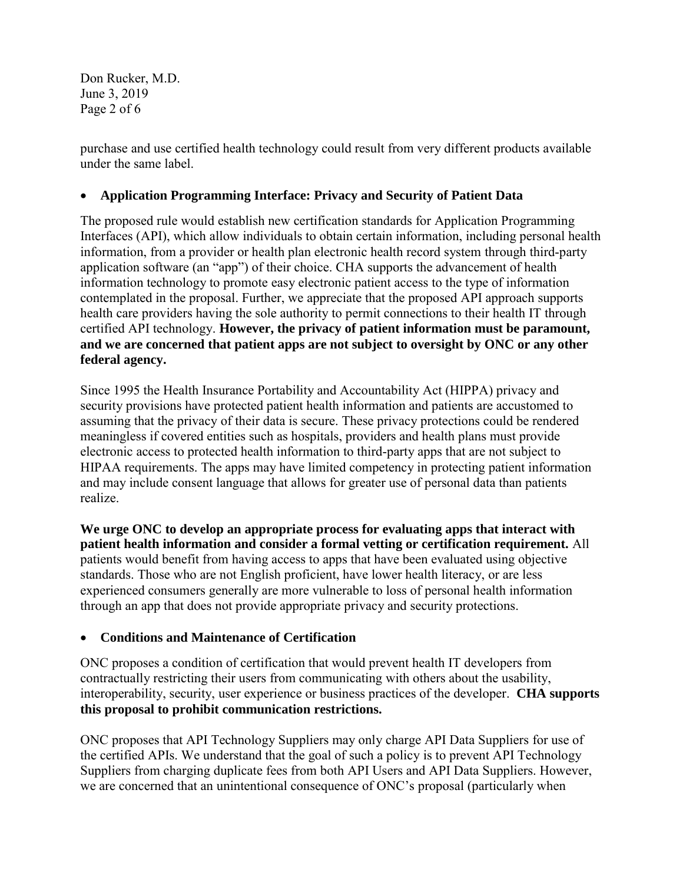purchase and use certified health technology could result from very different products available under the same label.

- **Application Programming Interface: Privacy and Security of Patient Data**

The proposed rule would establish new certification standards for Application Programming Interfaces (API), which allow individuals to obtain certain information, including personal health information, from a provider or health plan electronic health record system through third-party application software (an "app") of their choice. CHA supports the advancement of health information technology to promote easy electronic patient access to the type of information contemplated in the proposal. Further, we appreciate that the proposed API approach supports health care providers having the sole authority to permit connections to their health IT through certified API technology. **However, the privacy of patient information must be paramount, and we are concerned that patient apps are not subject to oversight by ONC or any other federal agency.**

Since 1995 the Health Insurance Portability and Accountability Act (HIPPA) privacy and security provisions have protected patient health information and patients are accustomed to assuming that the privacy of their data is secure. These privacy protections could be rendered meaningless if covered entities such as hospitals, providers and health plans must provide electronic access to protected health information to third-party apps that are not subject to HIPAA requirements. The apps may have limited competency in protecting patient information and may include consent language that allows for greater use of personal data than patients realize.

**We urge ONC to develop an appropriate process for evaluating apps that interact with patient health information and consider a formal vetting or certification requirement.** All patients would benefit from having access to apps that have been evaluated using objective standards. Those who are not English proficient, have lower health literacy, or are less experienced consumers generally are more vulnerable to loss of personal health information through an app that does not provide appropriate privacy and security protections.

- **Conditions and Maintenance of Certification**

ONC proposes a condition of certification that would prevent health IT developers from contractually restricting their users from communicating with others about the usability, interoperability, security, user experience or business practices of the developer. **CHA supports this proposal to prohibit communication restrictions.**

ONC proposes that API Technology Suppliers may only charge API Data Suppliers for use of the certified APIs. We understand that the goal of such a policy is to prevent API Technology Suppliers from charging duplicate fees from both API Users and API Data Suppliers. However, we are concerned that an unintentional consequence of ONC's proposal (particularly when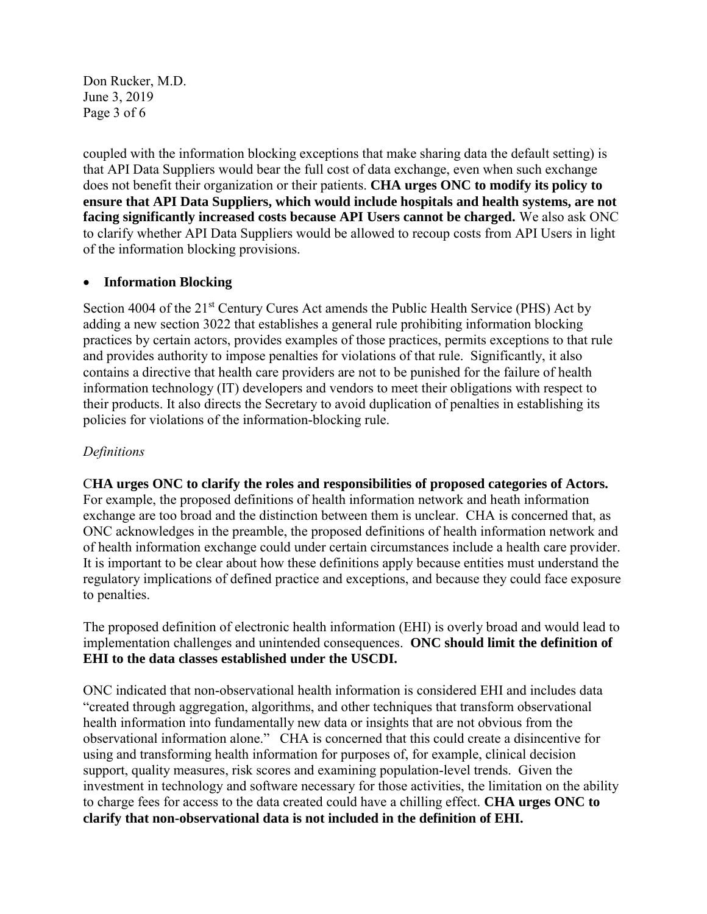coupled with the information blocking exceptions that make sharing data the default setting) is that API Data Suppliers would bear the full cost of data exchange, even when such exchange does not benefit their organization or their patients. **CHA urges ONC to modify its policy to ensure that API Data Suppliers, which would include hospitals and health systems, are not facing significantly increased costs because API Users cannot be charged.** We also ask ONC to clarify whether API Data Suppliers would be allowed to recoup costs from API Users in light of the information blocking provisions.

- **Information Blocking**

Section 4004 of the 21st Century Cures Act amends the Public Health Service (PHS) Act by adding a new section 3022 that establishes a general rule prohibiting information blocking practices by certain actors, provides examples of those practices, permits exceptions to that rule and provides authority to impose penalties for violations of that rule. Significantly, it also contains a directive that health care providers are not to be punished for the failure of health information technology (IT) developers and vendors to meet their obligations with respect to their products. It also directs the Secretary to avoid duplication of penalties in establishing its policies for violations of the information-blocking rule.

*Definitions*

**CHA urges ONC to clarify the roles and responsibilities of proposed categories of Actors.** For example, the proposed definitions of health information network and heath information exchange are too broad and the distinction between them is unclear. CHA is concerned that, as ONC acknowledges in the preamble, the proposed definitions of health information network and of health information exchange could under certain circumstances include a health care provider. It is important to be clear about how these definitions apply because entities must understand the regulatory implications of defined practice and exceptions, and because they could face exposure to penalties.

The proposed definition of electronic health information (EHI) is overly broad and would lead to implementation challenges and unintended consequences. **ONC should limit the definition of EHI to the data classes established under the USCDI.**

ONC indicated that non-observational health information is considered EHI and includes data "created through aggregation, algorithms, and other techniques that transform observational health information into fundamentally new data or insights that are not obvious from the observational information alone." CHA is concerned that this could create a disincentive for using and transforming health information for purposes of, for example, clinical decision support, quality measures, risk scores and examining population-level trends. Given the investment in technology and software necessary for those activities, the limitation on the ability to charge fees for access to the data created could have a chilling effect. **CHA urges ONC to clarify that non-observational data is not included in the definition of EHI.**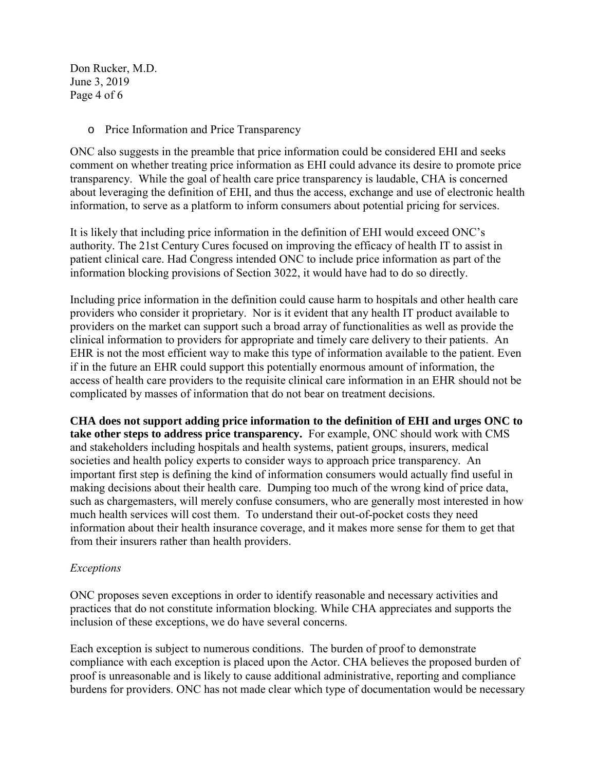- Price Information and Price Transparency

ONC also suggests in the preamble that price information could be considered EHI and seeks comment on whether treating price information as EHI could advance its desire to promote price transparency. While the goal of health care price transparency is laudable, CHA is concerned about leveraging the definition of EHI, and thus the access, exchange and use of electronic health information, to serve as a platform to inform consumers about potential pricing for services.

It is likely that including price information in the definition of EHI would exceed ONC's authority. The 21st Century Cures focused on improving the efficacy of health IT to assist in patient clinical care. Had Congress intended ONC to include price information as part of the information blocking provisions of Section 3022, it would have had to do so directly.

Including price information in the definition could cause harm to hospitals and other health care providers who consider it proprietary. Nor is it evident that any health IT product available to providers on the market can support such a broad array of functionalities as well as provide the clinical information to providers for appropriate and timely care delivery to their patients. An EHR is not the most efficient way to make this type of information available to the patient. Even if in the future an EHR could support this potentially enormous amount of information, the access of health care providers to the requisite clinical care information in an EHR should not be complicated by masses of information that do not bear on treatment decisions.

**CHA does not support adding price information to the definition of EHI and urges ONC to take other steps to address price transparency.** For example, ONC should work with CMS and stakeholders including hospitals and health systems, patient groups, insurers, medical societies and health policy experts to consider ways to approach price transparency. An important first step is defining the kind of information consumers would actually find useful in making decisions about their health care. Dumping too much of the wrong kind of price data, such as chargemasters, will merely confuse consumers, who are generally most interested in how much health services will cost them. To understand their out-of-pocket costs they need information about their health insurance coverage, and it makes more sense for them to get that from their insurers rather than health providers.

*Exceptions*

ONC proposes seven exceptions in order to identify reasonable and necessary activities and practices that do not constitute information blocking. While CHA appreciates and supports the inclusion of these exceptions, we do have several concerns.

Each exception is subject to numerous conditions. The burden of proof to demonstrate compliance with each exception is placed upon the Actor. CHA believes the proposed burden of proof is unreasonable and is likely to cause additional administrative, reporting and compliance burdens for providers. ONC has not made clear which type of documentation would be necessary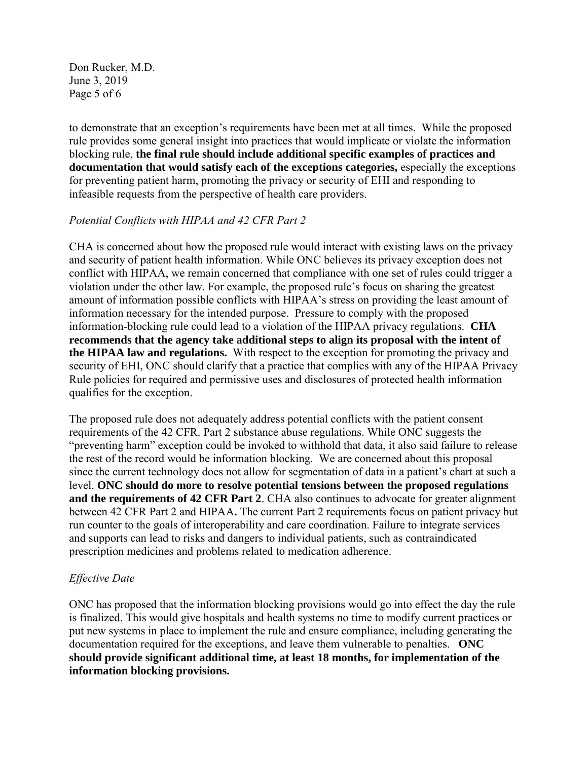to demonstrate that an exception's requirements have been met at all times. While the proposed rule provides some general insight into practices that would implicate or violate the information blocking rule, **the final rule should include additional specific examples of practices and documentation that would satisfy each of the exceptions categories,** especially the exceptions for preventing patient harm, promoting the privacy or security of EHI and responding to infeasible requests from the perspective of health care providers.

*Potential Conflicts with HIPAA and 42 CFR Part 2*

CHA is concerned about how the proposed rule would interact with existing laws on the privacy and security of patient health information. While ONC believes its privacy exception does not conflict with HIPAA, we remain concerned that compliance with one set of rules could trigger a violation under the other law. For example, the proposed rule's focus on sharing the greatest amount of information possible conflicts with HIPAA's stress on providing the least amount of information necessary for the intended purpose. Pressure to comply with the proposed information-blocking rule could lead to a violation of the HIPAA privacy regulations. **CHA recommends that the agency take additional steps to align its proposal with the intent of the HIPAA law and regulations.** With respect to the exception for promoting the privacy and security of EHI, ONC should clarify that a practice that complies with any of the HIPAA Privacy Rule policies for required and permissive uses and disclosures of protected health information qualifies for the exception.

The proposed rule does not adequately address potential conflicts with the patient consent requirements of the 42 CFR. Part 2 substance abuse regulations. While ONC suggests the "preventing harm" exception could be invoked to withhold that data, it also said failure to release the rest of the record would be information blocking. We are concerned about this proposal since the current technology does not allow for segmentation of data in a patient's chart at such a level. **ONC should do more to resolve potential tensions between the proposed regulations and the requirements of 42 CFR Part 2**. CHA also continues to advocate for greater alignment between 42 CFR Part 2 and HIPAA**.** The current Part 2 requirements focus on patient privacy but run counter to the goals of interoperability and care coordination. Failure to integrate services and supports can lead to risks and dangers to individual patients, such as contraindicated prescription medicines and problems related to medication adherence.

*Effective Date*

ONC has proposed that the information blocking provisions would go into effect the day the rule is finalized. This would give hospitals and health systems no time to modify current practices or put new systems in place to implement the rule and ensure compliance, including generating the documentation required for the exceptions, and leave them vulnerable to penalties. **ONC should provide significant additional time, at least 18 months, for implementation of the information blocking provisions.**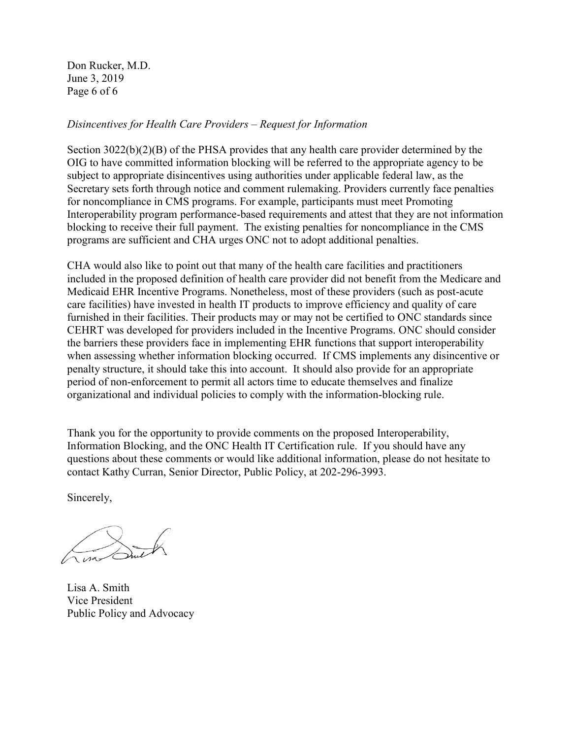*Disincentives for Health Care Providers – Request for Information*

Section 3022(b)(2)(B) of the PHSA provides that any health care provider determined by the OIG to have committed information blocking will be referred to the appropriate agency to be subject to appropriate disincentives using authorities under applicable federal law, as the Secretary sets forth through notice and comment rulemaking. Providers currently face penalties for noncompliance in CMS programs. For example, participants must meet Promoting Interoperability program performance-based requirements and attest that they are not information blocking to receive their full payment. The existing penalties for noncompliance in the CMS programs are sufficient and CHA urges ONC not to adopt additional penalties.

CHA would also like to point out that many of the health care facilities and practitioners included in the proposed definition of health care provider did not benefit from the Medicare and Medicaid EHR Incentive Programs. Nonetheless, most of these providers (such as post-acute care facilities) have invested in health IT products to improve efficiency and quality of care furnished in their facilities. Their products may or may not be certified to ONC standards since CEHRT was developed for providers included in the Incentive Programs. ONC should consider the barriers these providers face in implementing EHR functions that support interoperability when assessing whether information blocking occurred. If CMS implements any disincentive or penalty structure, it should take this into account. It should also provide for an appropriate period of non-enforcement to permit all actors time to educate themselves and finalize organizational and individual policies to comply with the information-blocking rule.

Thank you for the opportunity to provide comments on the proposed Interoperability, Information Blocking, and the ONC Health IT Certification rule. If you should have any questions about these comments or would like additional information, please do not hesitate to contact Kathy Curran, Senior Director, Public Policy, at 202-296-3993.

Sincerely,

Lisa A. Smith
Vice President
Public Policy and Advocacy